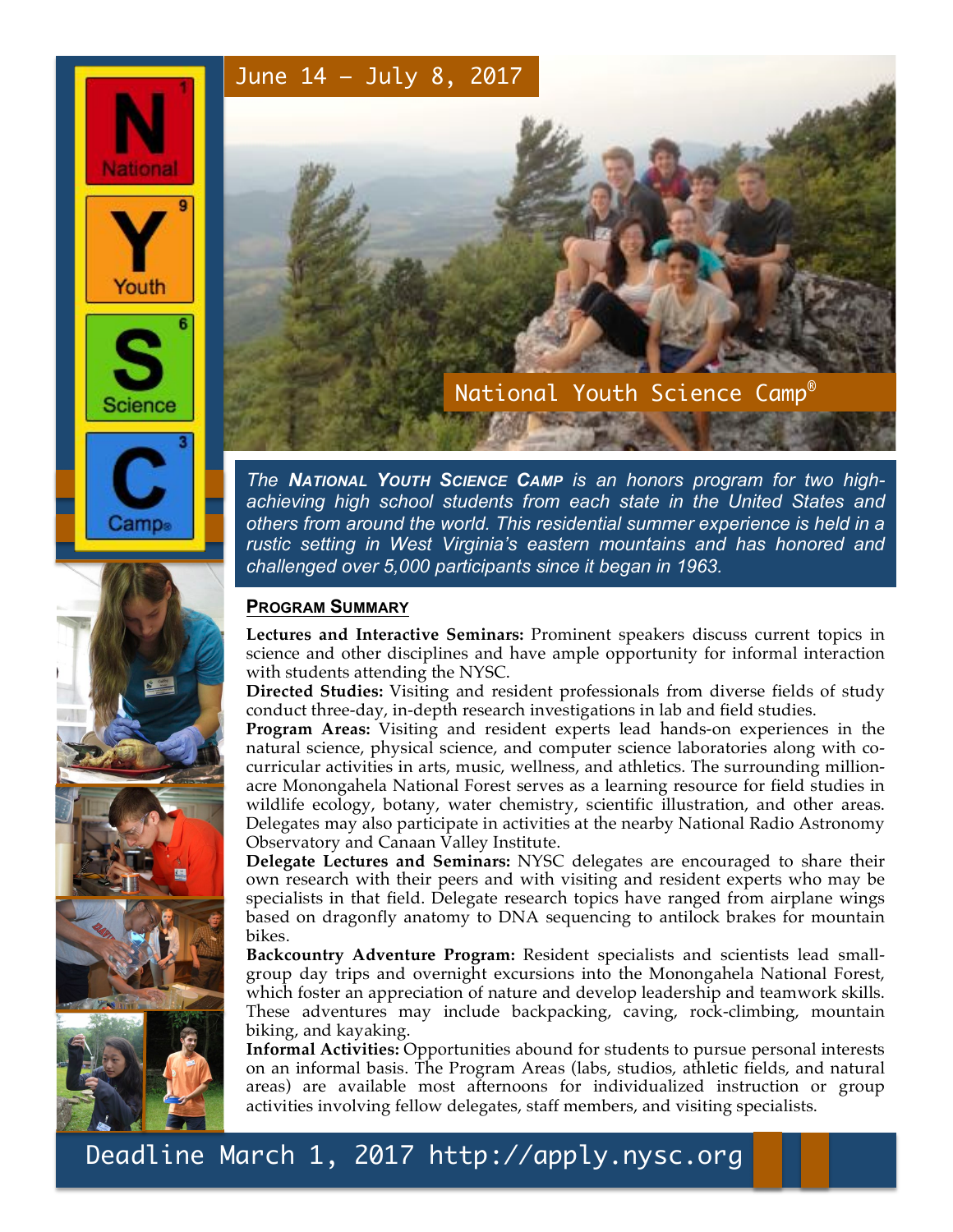# NYSC

**N** National
**Y** Youth
**S** Science
**C** Camp®

June 14 – July 8, 2017

## National Youth Science Camp®

*The **National Youth Science Camp** is an honors program for two high-achieving high school students from each state in the United States and others from around the world. This residential summer experience is held in a rustic setting in West Virginia's eastern mountains and has honored and challenged over 5,000 participants since it began in 1963.*

### Program Summary

**Lectures and Interactive Seminars:** Prominent speakers discuss current topics in science and other disciplines and have ample opportunity for informal interaction with students attending the NYSC.

**Directed Studies:** Visiting and resident professionals from diverse fields of study conduct three-day, in-depth research investigations in lab and field studies.

**Program Areas:** Visiting and resident experts lead hands-on experiences in the natural science, physical science, and computer science laboratories along with co-curricular activities in arts, music, wellness, and athletics. The surrounding million-acre Monongahela National Forest serves as a learning resource for field studies in wildlife ecology, botany, water chemistry, scientific illustration, and other areas. Delegates may also participate in activities at the nearby National Radio Astronomy Observatory and Canaan Valley Institute.

**Delegate Lectures and Seminars:** NYSC delegates are encouraged to share their own research with their peers and with visiting and resident experts who may be specialists in that field. Delegate research topics have ranged from airplane wings based on dragonfly anatomy to DNA sequencing to antilock brakes for mountain bikes.

**Backcountry Adventure Program:** Resident specialists and scientists lead small-group day trips and overnight excursions into the Monongahela National Forest, which foster an appreciation of nature and develop leadership and teamwork skills. These adventures may include backpacking, caving, rock-climbing, mountain biking, and kayaking.

**Informal Activities:** Opportunities abound for students to pursue personal interests on an informal basis. The Program Areas (labs, studios, athletic fields, and natural areas) are available most afternoons for individualized instruction or group activities involving fellow delegates, staff members, and visiting specialists.

Deadline March 1, 2017 http://apply.nysc.org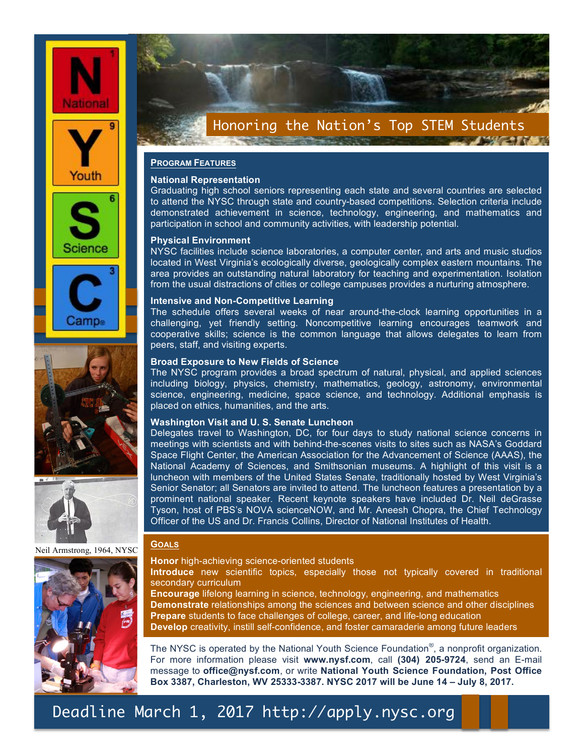National

Youth

Science

Camp®

## Honoring the Nation's Top STEM Students

### PROGRAM FEATURES

**National Representation**
Graduating high school seniors representing each state and several countries are selected to attend the NYSC through state and country-based competitions. Selection criteria include demonstrated achievement in science, technology, engineering, and mathematics and participation in school and community activities, with leadership potential.

**Physical Environment**
NYSC facilities include science laboratories, a computer center, and arts and music studios located in West Virginia's ecologically diverse, geologically complex eastern mountains. The area provides an outstanding natural laboratory for teaching and experimentation. Isolation from the usual distractions of cities or college campuses provides a nurturing atmosphere.

**Intensive and Non-Competitive Learning**
The schedule offers several weeks of near around-the-clock learning opportunities in a challenging, yet friendly setting. Noncompetitive learning encourages teamwork and cooperative skills; science is the common language that allows delegates to learn from peers, staff, and visiting experts.

**Broad Exposure to New Fields of Science**
The NYSC program provides a broad spectrum of natural, physical, and applied sciences including biology, physics, chemistry, mathematics, geology, astronomy, environmental science, engineering, medicine, space science, and technology. Additional emphasis is placed on ethics, humanities, and the arts.

**Washington Visit and U. S. Senate Luncheon**
Delegates travel to Washington, DC, for four days to study national science concerns in meetings with scientists and with behind-the-scenes visits to sites such as NASA's Goddard Space Flight Center, the American Association for the Advancement of Science (AAAS), the National Academy of Sciences, and Smithsonian museums. A highlight of this visit is a luncheon with members of the United States Senate, traditionally hosted by West Virginia's Senior Senator; all Senators are invited to attend. The luncheon features a presentation by a prominent national speaker. Recent keynote speakers have included Dr. Neil deGrasse Tyson, host of PBS's NOVA scienceNOW, and Mr. Aneesh Chopra, the Chief Technology Officer of the US and Dr. Francis Collins, Director of National Institutes of Health.

Neil Armstrong, 1964, NYSC

### GOALS

**Honor** high-achieving science-oriented students
**Introduce** new scientific topics, especially those not typically covered in traditional secondary curriculum
**Encourage** lifelong learning in science, technology, engineering, and mathematics
**Demonstrate** relationships among the sciences and between science and other disciplines
**Prepare** students to face challenges of college, career, and life-long education
**Develop** creativity, instill self-confidence, and foster camaraderie among future leaders

The NYSC is operated by the National Youth Science Foundation®, a nonprofit organization. For more information please visit **www.nysf.com**, call **(304) 205-9724**, send an E-mail message to **office@nysf.com**, or write **National Youth Science Foundation, Post Office Box 3387, Charleston, WV 25333-3387. NYSC 2017 will be June 14 – July 8, 2017.**

Deadline March 1, 2017 http://apply.nysc.org